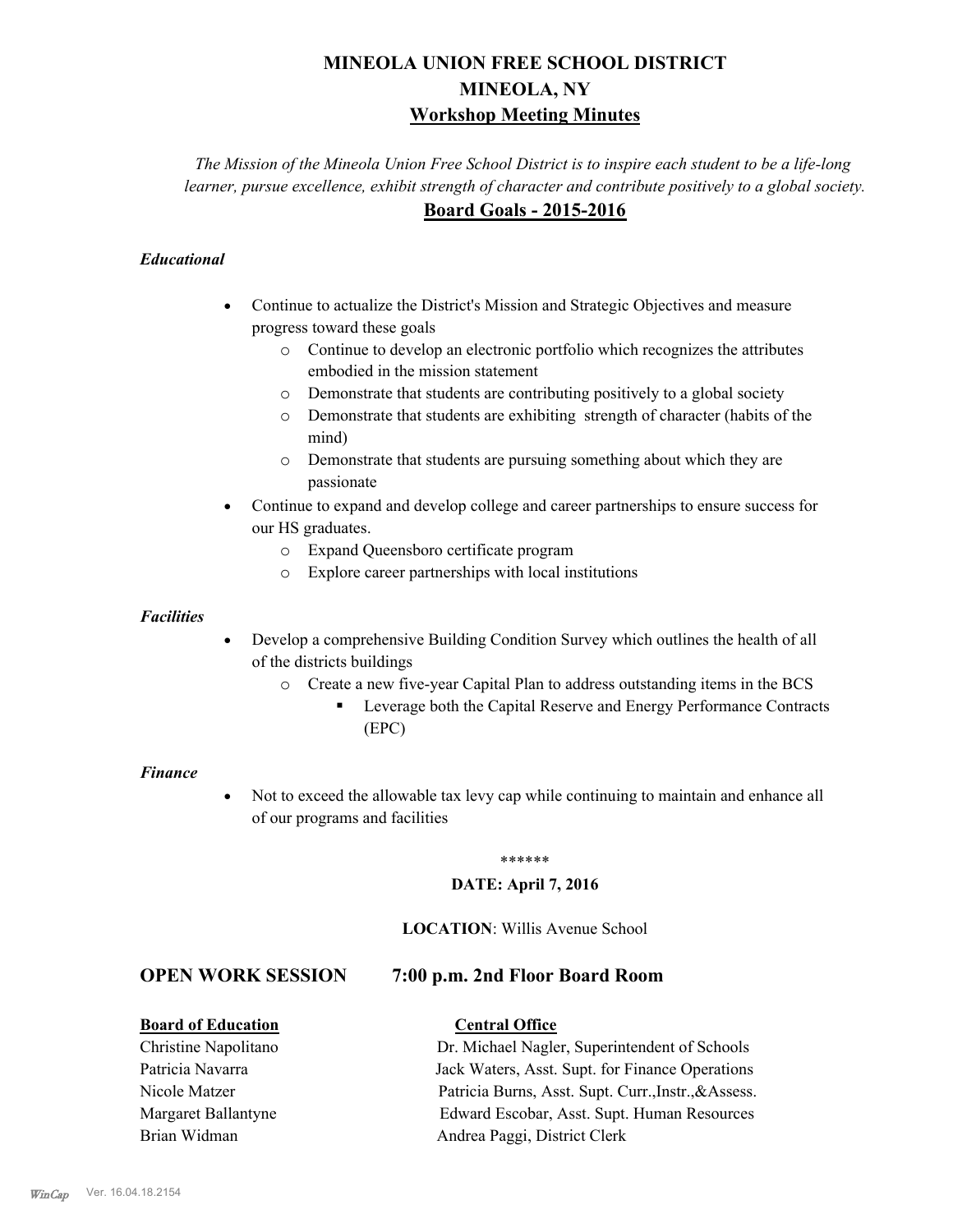# MINEOLA UNION FREE SCHOOL DISTRICT
# MINEOLA, NY
## Workshop Meeting Minutes

*The Mission of the Mineola Union Free School District is to inspire each student to be a life-long learner, pursue excellence, exhibit strength of character and contribute positively to a global society.*

## Board Goals - 2015-2016

### *Educational*

- Continue to actualize the District's Mission and Strategic Objectives and measure progress toward these goals
  - Continue to develop an electronic portfolio which recognizes the attributes embodied in the mission statement
  - Demonstrate that students are contributing positively to a global society
  - Demonstrate that students are exhibiting strength of character (habits of the mind)
  - Demonstrate that students are pursuing something about which they are passionate
- Continue to expand and develop college and career partnerships to ensure success for our HS graduates.
  - Expand Queensboro certificate program
  - Explore career partnerships with local institutions

### *Facilities*

- Develop a comprehensive Building Condition Survey which outlines the health of all of the districts buildings
  - Create a new five-year Capital Plan to address outstanding items in the BCS
    - Leverage both the Capital Reserve and Energy Performance Contracts (EPC)

### *Finance*

- Not to exceed the allowable tax levy cap while continuing to maintain and enhance all of our programs and facilities

\*\*\*\*\*\*

**DATE: April 7, 2016**

**LOCATION**: Willis Avenue School

## OPEN WORK SESSION 7:00 p.m. 2nd Floor Board Room

| **Board of Education** | **Central Office** |
|---|---|
| Christine Napolitano | Dr. Michael Nagler, Superintendent of Schools |
| Patricia Navarra | Jack Waters, Asst. Supt. for Finance Operations |
| Nicole Matzer | Patricia Burns, Asst. Supt. Curr.,Instr.,&Assess. |
| Margaret Ballantyne | Edward Escobar, Asst. Supt. Human Resources |
| Brian Widman | Andrea Paggi, District Clerk |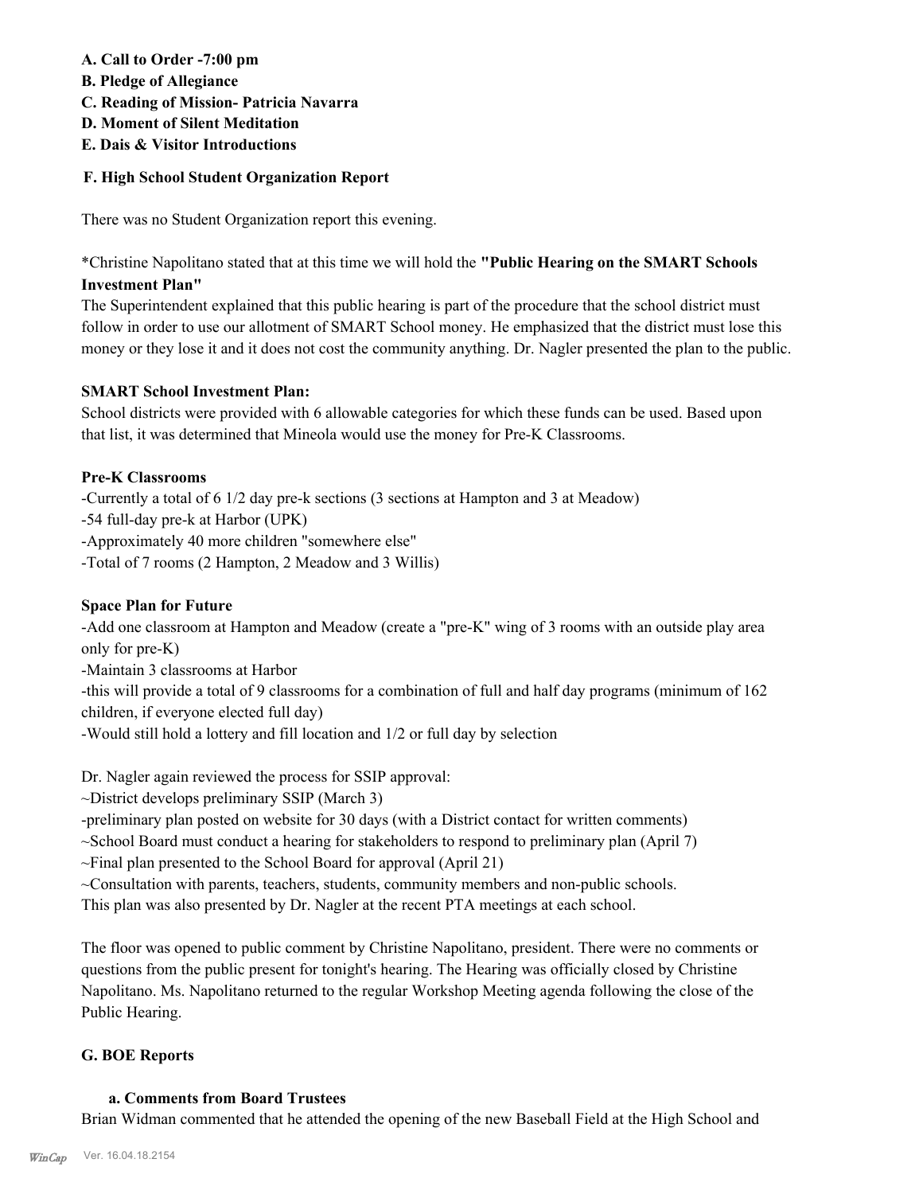**A. Call to Order -7:00 pm**
**B. Pledge of Allegiance**
**C. Reading of Mission- Patricia Navarra**
**D. Moment of Silent Meditation**
**E. Dais & Visitor Introductions**

**F. High School Student Organization Report**

There was no Student Organization report this evening.

*Christine Napolitano stated that at this time we will hold the **"Public Hearing on the SMART Schools Investment Plan"**
The Superintendent explained that this public hearing is part of the procedure that the school district must follow in order to use our allotment of SMART School money. He emphasized that the district must lose this money or they lose it and it does not cost the community anything. Dr. Nagler presented the plan to the public.

**SMART School Investment Plan:**
School districts were provided with 6 allowable categories for which these funds can be used. Based upon that list, it was determined that Mineola would use the money for Pre-K Classrooms.

**Pre-K Classrooms**
-Currently a total of 6 1/2 day pre-k sections (3 sections at Hampton and 3 at Meadow)
-54 full-day pre-k at Harbor (UPK)
-Approximately 40 more children "somewhere else"
-Total of 7 rooms (2 Hampton, 2 Meadow and 3 Willis)

**Space Plan for Future**
-Add one classroom at Hampton and Meadow (create a "pre-K" wing of 3 rooms with an outside play area only for pre-K)
-Maintain 3 classrooms at Harbor
-this will provide a total of 9 classrooms for a combination of full and half day programs (minimum of 162 children, if everyone elected full day)
-Would still hold a lottery and fill location and 1/2 or full day by selection

Dr. Nagler again reviewed the process for SSIP approval:
~District develops preliminary SSIP (March 3)
-preliminary plan posted on website for 30 days (with a District contact for written comments)
~School Board must conduct a hearing for stakeholders to respond to preliminary plan (April 7)
~Final plan presented to the School Board for approval (April 21)
~Consultation with parents, teachers, students, community members and non-public schools.
This plan was also presented by Dr. Nagler at the recent PTA meetings at each school.

The floor was opened to public comment by Christine Napolitano, president. There were no comments or questions from the public present for tonight's hearing. The Hearing was officially closed by Christine Napolitano. Ms. Napolitano returned to the regular Workshop Meeting agenda following the close of the Public Hearing.

**G. BOE Reports**

**a. Comments from Board Trustees**
Brian Widman commented that he attended the opening of the new Baseball Field at the High School and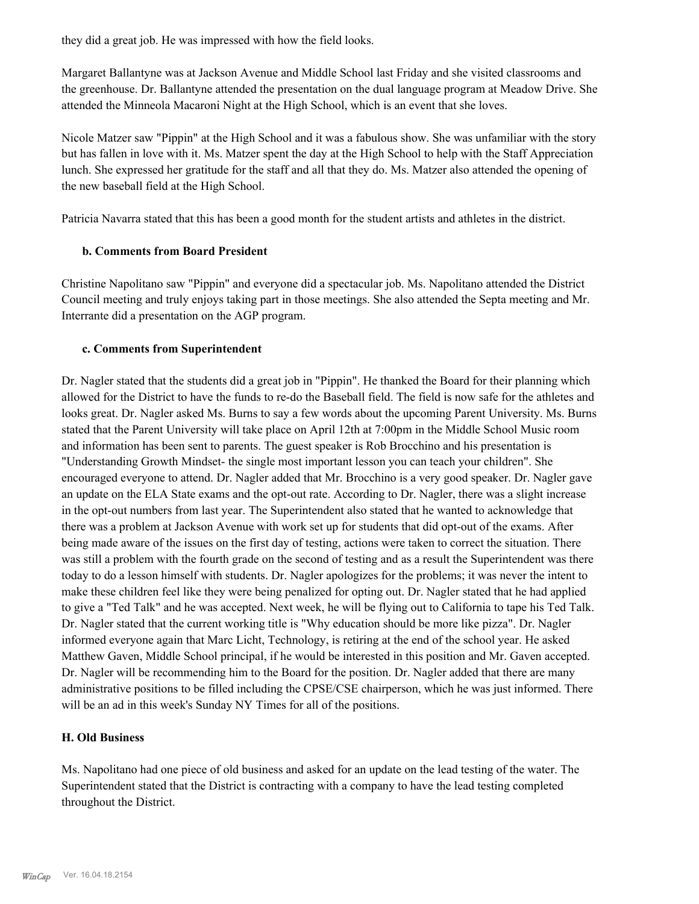they did a great job. He was impressed with how the field looks.

Margaret Ballantyne was at Jackson Avenue and Middle School last Friday and she visited classrooms and the greenhouse. Dr. Ballantyne attended the presentation on the dual language program at Meadow Drive. She attended the Minneola Macaroni Night at the High School, which is an event that she loves.

Nicole Matzer saw "Pippin" at the High School and it was a fabulous show. She was unfamiliar with the story but has fallen in love with it. Ms. Matzer spent the day at the High School to help with the Staff Appreciation lunch. She expressed her gratitude for the staff and all that they do. Ms. Matzer also attended the opening of the new baseball field at the High School.

Patricia Navarra stated that this has been a good month for the student artists and athletes in the district.

### b. Comments from Board President

Christine Napolitano saw "Pippin" and everyone did a spectacular job. Ms. Napolitano attended the District Council meeting and truly enjoys taking part in those meetings. She also attended the Septa meeting and Mr. Interrante did a presentation on the AGP program.

### c. Comments from Superintendent

Dr. Nagler stated that the students did a great job in "Pippin". He thanked the Board for their planning which allowed for the District to have the funds to re-do the Baseball field. The field is now safe for the athletes and looks great. Dr. Nagler asked Ms. Burns to say a few words about the upcoming Parent University. Ms. Burns stated that the Parent University will take place on April 12th at 7:00pm in the Middle School Music room and information has been sent to parents. The guest speaker is Rob Brocchino and his presentation is "Understanding Growth Mindset- the single most important lesson you can teach your children". She encouraged everyone to attend. Dr. Nagler added that Mr. Brocchino is a very good speaker. Dr. Nagler gave an update on the ELA State exams and the opt-out rate. According to Dr. Nagler, there was a slight increase in the opt-out numbers from last year. The Superintendent also stated that he wanted to acknowledge that there was a problem at Jackson Avenue with work set up for students that did opt-out of the exams. After being made aware of the issues on the first day of testing, actions were taken to correct the situation. There was still a problem with the fourth grade on the second of testing and as a result the Superintendent was there today to do a lesson himself with students. Dr. Nagler apologizes for the problems; it was never the intent to make these children feel like they were being penalized for opting out. Dr. Nagler stated that he had applied to give a "Ted Talk" and he was accepted. Next week, he will be flying out to California to tape his Ted Talk. Dr. Nagler stated that the current working title is "Why education should be more like pizza". Dr. Nagler informed everyone again that Marc Licht, Technology, is retiring at the end of the school year. He asked Matthew Gaven, Middle School principal, if he would be interested in this position and Mr. Gaven accepted. Dr. Nagler will be recommending him to the Board for the position. Dr. Nagler added that there are many administrative positions to be filled including the CPSE/CSE chairperson, which he was just informed. There will be an ad in this week's Sunday NY Times for all of the positions.

## H. Old Business

Ms. Napolitano had one piece of old business and asked for an update on the lead testing of the water. The Superintendent stated that the District is contracting with a company to have the lead testing completed throughout the District.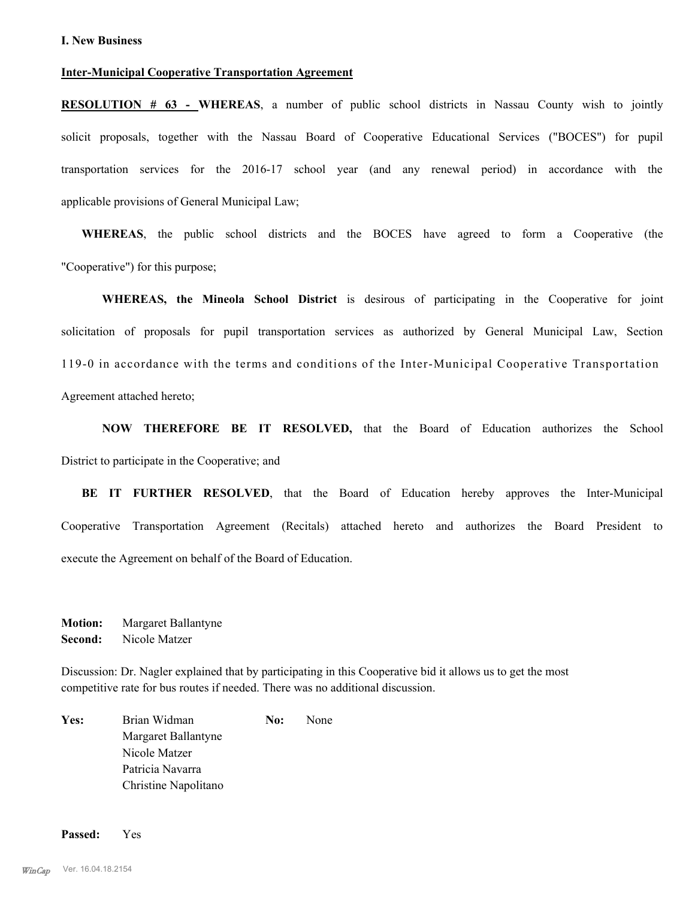**I. New Business**

**Inter-Municipal Cooperative Transportation Agreement**

**RESOLUTION # 63 - WHEREAS**, a number of public school districts in Nassau County wish to jointly solicit proposals, together with the Nassau Board of Cooperative Educational Services ("BOCES") for pupil transportation services for the 2016-17 school year (and any renewal period) in accordance with the applicable provisions of General Municipal Law;

**WHEREAS**, the public school districts and the BOCES have agreed to form a Cooperative (the "Cooperative") for this purpose;

**WHEREAS, the Mineola School District** is desirous of participating in the Cooperative for joint solicitation of proposals for pupil transportation services as authorized by General Municipal Law, Section 119-0 in accordance with the terms and conditions of the Inter-Municipal Cooperative Transportation Agreement attached hereto;

**NOW THEREFORE BE IT RESOLVED,** that the Board of Education authorizes the School District to participate in the Cooperative; and

**BE IT FURTHER RESOLVED**, that the Board of Education hereby approves the Inter-Municipal Cooperative Transportation Agreement (Recitals) attached hereto and authorizes the Board President to execute the Agreement on behalf of the Board of Education.

**Motion:** Margaret Ballantyne
**Second:** Nicole Matzer

Discussion: Dr. Nagler explained that by participating in this Cooperative bid it allows us to get the most competitive rate for bus routes if needed. There was no additional discussion.

| **Yes:** | | **No:** | |
|---|---|---|---|
| | Brian Widman | | None |
| | Margaret Ballantyne | | |
| | Nicole Matzer | | |
| | Patricia Navarra | | |
| | Christine Napolitano | | |

**Passed:** Yes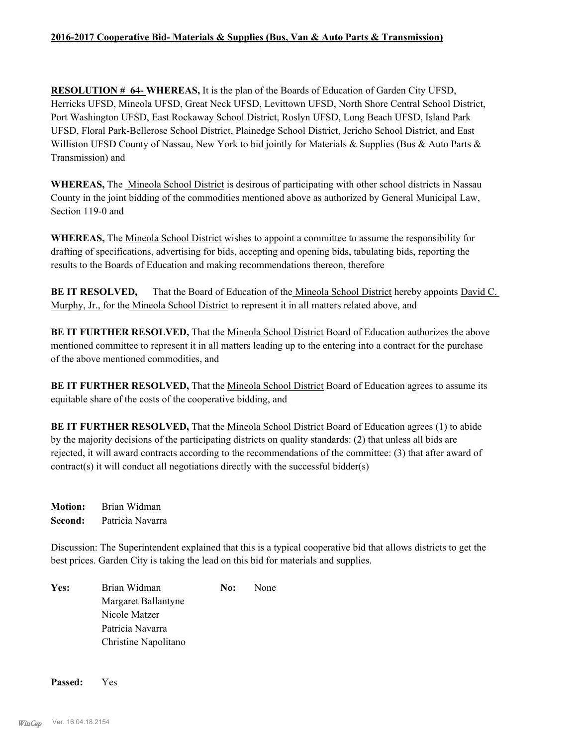**2016-2017 Cooperative Bid- Materials & Supplies (Bus, Van & Auto Parts & Transmission)**

**RESOLUTION # 64- WHEREAS,** It is the plan of the Boards of Education of Garden City UFSD, Herricks UFSD, Mineola UFSD, Great Neck UFSD, Levittown UFSD, North Shore Central School District, Port Washington UFSD, East Rockaway School District, Roslyn UFSD, Long Beach UFSD, Island Park UFSD, Floral Park-Bellerose School District, Plainedge School District, Jericho School District, and East Williston UFSD County of Nassau, New York to bid jointly for Materials & Supplies (Bus & Auto Parts & Transmission) and

**WHEREAS,** The Mineola School District is desirous of participating with other school districts in Nassau County in the joint bidding of the commodities mentioned above as authorized by General Municipal Law, Section 119-0 and

**WHEREAS,** The Mineola School District wishes to appoint a committee to assume the responsibility for drafting of specifications, advertising for bids, accepting and opening bids, tabulating bids, reporting the results to the Boards of Education and making recommendations thereon, therefore

**BE IT RESOLVED,** That the Board of Education of the Mineola School District hereby appoints David C. Murphy, Jr., for the Mineola School District to represent it in all matters related above, and

**BE IT FURTHER RESOLVED,** That the Mineola School District Board of Education authorizes the above mentioned committee to represent it in all matters leading up to the entering into a contract for the purchase of the above mentioned commodities, and

**BE IT FURTHER RESOLVED,** That the Mineola School District Board of Education agrees to assume its equitable share of the costs of the cooperative bidding, and

**BE IT FURTHER RESOLVED,** That the Mineola School District Board of Education agrees (1) to abide by the majority decisions of the participating districts on quality standards: (2) that unless all bids are rejected, it will award contracts according to the recommendations of the committee: (3) that after award of contract(s) it will conduct all negotiations directly with the successful bidder(s)

**Motion:** Brian Widman
**Second:** Patricia Navarra

Discussion: The Superintendent explained that this is a typical cooperative bid that allows districts to get the best prices. Garden City is taking the lead on this bid for materials and supplies.

| **Yes:** | Brian Widman | **No:** | None |
|---|---|---|---|
| | Margaret Ballantyne | | |
| | Nicole Matzer | | |
| | Patricia Navarra | | |
| | Christine Napolitano | | |

**Passed:** Yes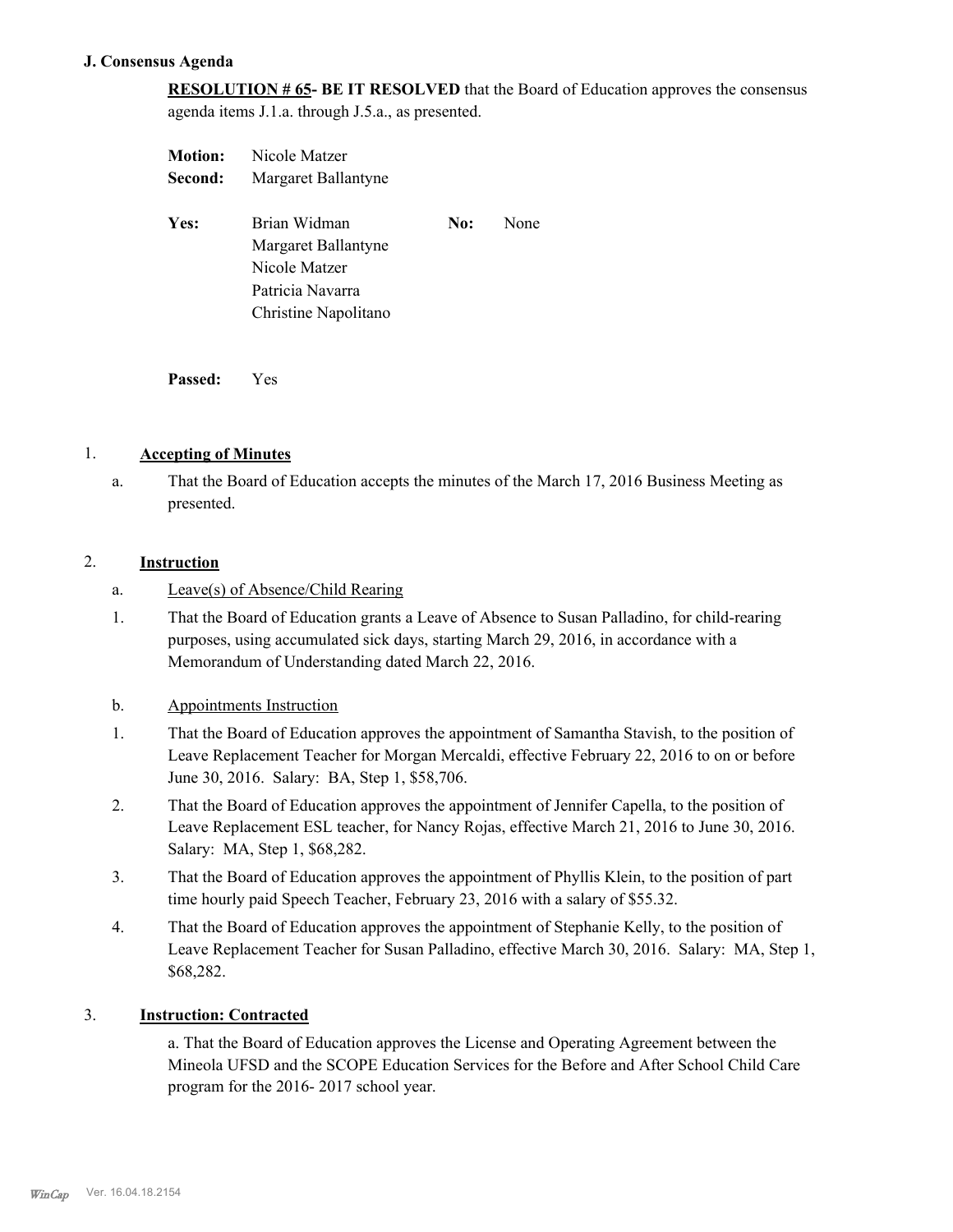**J. Consensus Agenda**

**RESOLUTION # 65- BE IT RESOLVED** that the Board of Education approves the consensus agenda items J.1.a. through J.5.a., as presented.

**Motion:** Nicole Matzer
**Second:** Margaret Ballantyne

**Yes:** Brian Widman, Margaret Ballantyne, Nicole Matzer, Patricia Navarra, Christine Napolitano

**No:** None

**Passed:** Yes

1. **Accepting of Minutes**

   a. That the Board of Education accepts the minutes of the March 17, 2016 Business Meeting as presented.

2. **Instruction**

   a. Leave(s) of Absence/Child Rearing

   1. That the Board of Education grants a Leave of Absence to Susan Palladino, for child-rearing purposes, using accumulated sick days, starting March 29, 2016, in accordance with a Memorandum of Understanding dated March 22, 2016.

   b. Appointments Instruction

   1. That the Board of Education approves the appointment of Samantha Stavish, to the position of Leave Replacement Teacher for Morgan Mercaldi, effective February 22, 2016 to on or before June 30, 2016. Salary: BA, Step 1, $58,706.
   2. That the Board of Education approves the appointment of Jennifer Capella, to the position of Leave Replacement ESL teacher, for Nancy Rojas, effective March 21, 2016 to June 30, 2016. Salary: MA, Step 1, $68,282.
   3. That the Board of Education approves the appointment of Phyllis Klein, to the position of part time hourly paid Speech Teacher, February 23, 2016 with a salary of $55.32.
   4. That the Board of Education approves the appointment of Stephanie Kelly, to the position of Leave Replacement Teacher for Susan Palladino, effective March 30, 2016. Salary: MA, Step 1, $68,282.

3. **Instruction: Contracted**

   a. That the Board of Education approves the License and Operating Agreement between the Mineola UFSD and the SCOPE Education Services for the Before and After School Child Care program for the 2016- 2017 school year.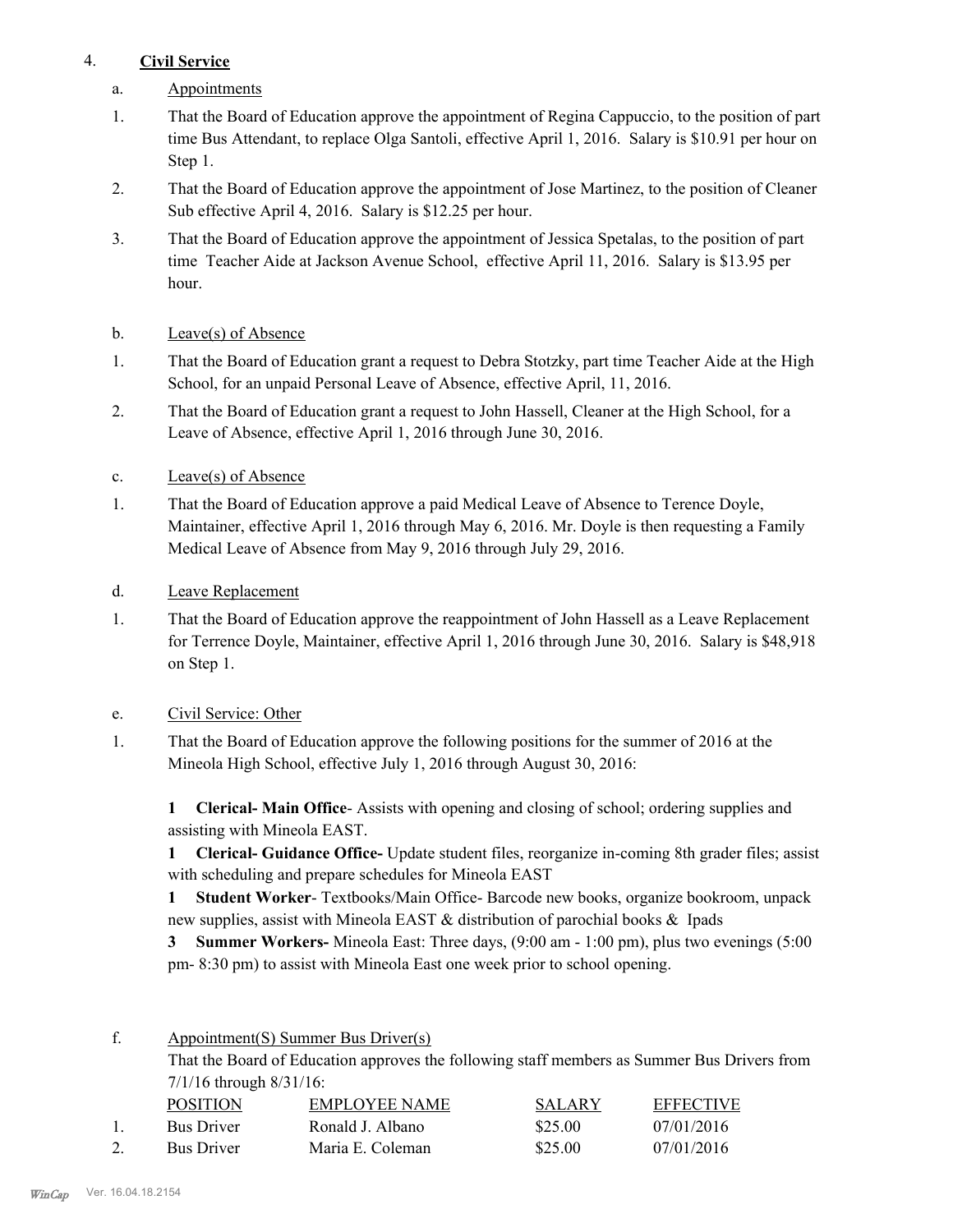4. **Civil Service**

a. Appointments

1. That the Board of Education approve the appointment of Regina Cappuccio, to the position of part time Bus Attendant, to replace Olga Santoli, effective April 1, 2016. Salary is $10.91 per hour on Step 1.

2. That the Board of Education approve the appointment of Jose Martinez, to the position of Cleaner Sub effective April 4, 2016. Salary is $12.25 per hour.

3. That the Board of Education approve the appointment of Jessica Spetalas, to the position of part time Teacher Aide at Jackson Avenue School, effective April 11, 2016. Salary is $13.95 per hour.

b. Leave(s) of Absence

1. That the Board of Education grant a request to Debra Stotzky, part time Teacher Aide at the High School, for an unpaid Personal Leave of Absence, effective April, 11, 2016.

2. That the Board of Education grant a request to John Hassell, Cleaner at the High School, for a Leave of Absence, effective April 1, 2016 through June 30, 2016.

c. Leave(s) of Absence

1. That the Board of Education approve a paid Medical Leave of Absence to Terence Doyle, Maintainer, effective April 1, 2016 through May 6, 2016. Mr. Doyle is then requesting a Family Medical Leave of Absence from May 9, 2016 through July 29, 2016.

d. Leave Replacement

1. That the Board of Education approve the reappointment of John Hassell as a Leave Replacement for Terrence Doyle, Maintainer, effective April 1, 2016 through June 30, 2016. Salary is $48,918 on Step 1.

e. Civil Service: Other

1. That the Board of Education approve the following positions for the summer of 2016 at the Mineola High School, effective July 1, 2016 through August 30, 2016:

   **1 Clerical- Main Office**- Assists with opening and closing of school; ordering supplies and assisting with Mineola EAST.
   **1 Clerical- Guidance Office-** Update student files, reorganize in-coming 8th grader files; assist with scheduling and prepare schedules for Mineola EAST
   **1 Student Worker**- Textbooks/Main Office- Barcode new books, organize bookroom, unpack new supplies, assist with Mineola EAST & distribution of parochial books & Ipads
   **3 Summer Workers-** Mineola East: Three days, (9:00 am - 1:00 pm), plus two evenings (5:00 pm- 8:30 pm) to assist with Mineola East one week prior to school opening.

f. Appointment(S) Summer Bus Driver(s)

That the Board of Education approves the following staff members as Summer Bus Drivers from 7/1/16 through 8/31/16:

| | POSITION | EMPLOYEE NAME | SALARY | EFFECTIVE |
|---|---|---|---|---|
| 1. | Bus Driver | Ronald J. Albano | $25.00 | 07/01/2016 |
| 2. | Bus Driver | Maria E. Coleman | $25.00 | 07/01/2016 |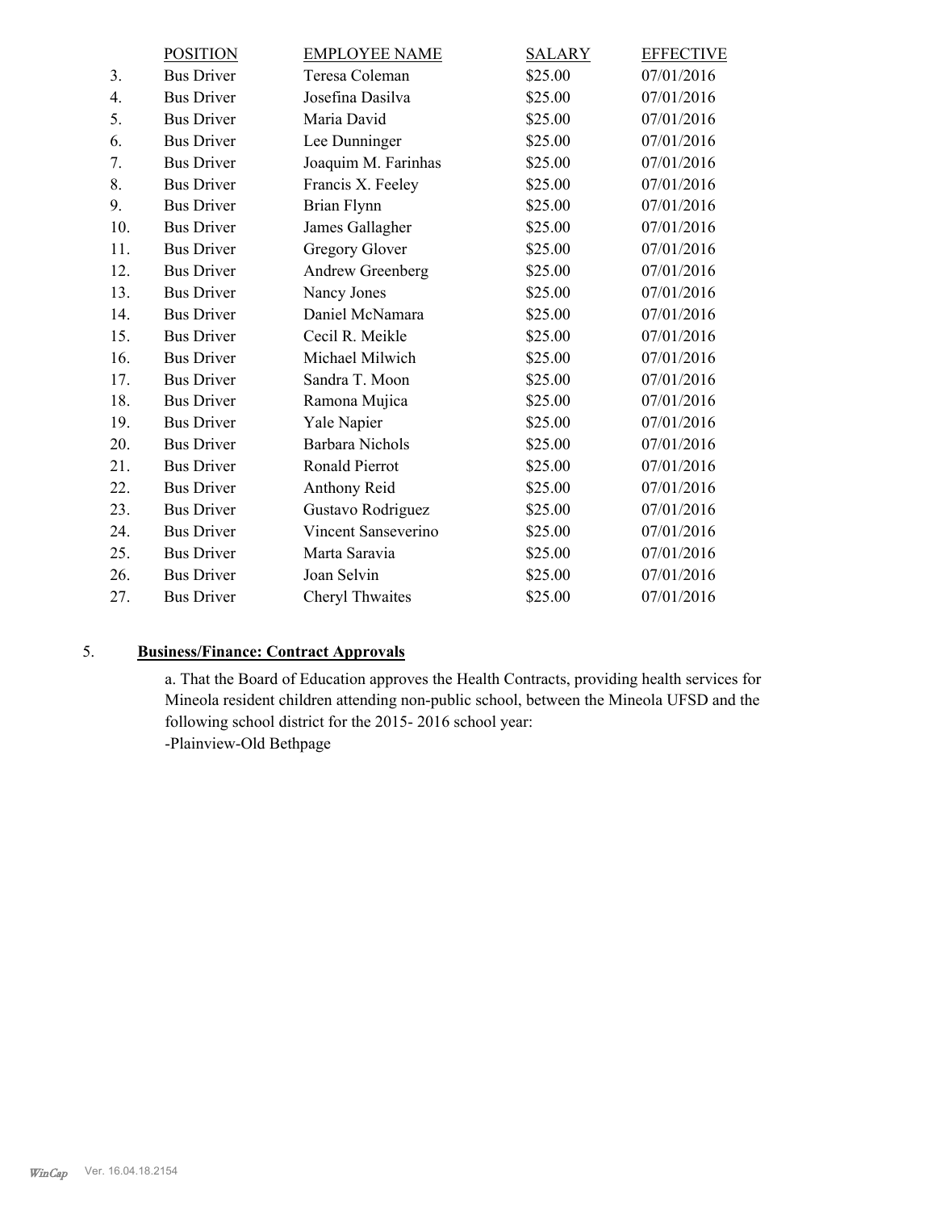| | POSITION | EMPLOYEE NAME | SALARY | EFFECTIVE |
|---|---|---|---|---|
| 3. | Bus Driver | Teresa Coleman | $25.00 | 07/01/2016 |
| 4. | Bus Driver | Josefina Dasilva | $25.00 | 07/01/2016 |
| 5. | Bus Driver | Maria David | $25.00 | 07/01/2016 |
| 6. | Bus Driver | Lee Dunninger | $25.00 | 07/01/2016 |
| 7. | Bus Driver | Joaquim M. Farinhas | $25.00 | 07/01/2016 |
| 8. | Bus Driver | Francis X. Feeley | $25.00 | 07/01/2016 |
| 9. | Bus Driver | Brian Flynn | $25.00 | 07/01/2016 |
| 10. | Bus Driver | James Gallagher | $25.00 | 07/01/2016 |
| 11. | Bus Driver | Gregory Glover | $25.00 | 07/01/2016 |
| 12. | Bus Driver | Andrew Greenberg | $25.00 | 07/01/2016 |
| 13. | Bus Driver | Nancy Jones | $25.00 | 07/01/2016 |
| 14. | Bus Driver | Daniel McNamara | $25.00 | 07/01/2016 |
| 15. | Bus Driver | Cecil R. Meikle | $25.00 | 07/01/2016 |
| 16. | Bus Driver | Michael Milwich | $25.00 | 07/01/2016 |
| 17. | Bus Driver | Sandra T. Moon | $25.00 | 07/01/2016 |
| 18. | Bus Driver | Ramona Mujica | $25.00 | 07/01/2016 |
| 19. | Bus Driver | Yale Napier | $25.00 | 07/01/2016 |
| 20. | Bus Driver | Barbara Nichols | $25.00 | 07/01/2016 |
| 21. | Bus Driver | Ronald Pierrot | $25.00 | 07/01/2016 |
| 22. | Bus Driver | Anthony Reid | $25.00 | 07/01/2016 |
| 23. | Bus Driver | Gustavo Rodriguez | $25.00 | 07/01/2016 |
| 24. | Bus Driver | Vincent Sanseverino | $25.00 | 07/01/2016 |
| 25. | Bus Driver | Marta Saravia | $25.00 | 07/01/2016 |
| 26. | Bus Driver | Joan Selvin | $25.00 | 07/01/2016 |
| 27. | Bus Driver | Cheryl Thwaites | $25.00 | 07/01/2016 |

5. **Business/Finance: Contract Approvals**

a. That the Board of Education approves the Health Contracts, providing health services for Mineola resident children attending non-public school, between the Mineola UFSD and the following school district for the 2015- 2016 school year:
-Plainview-Old Bethpage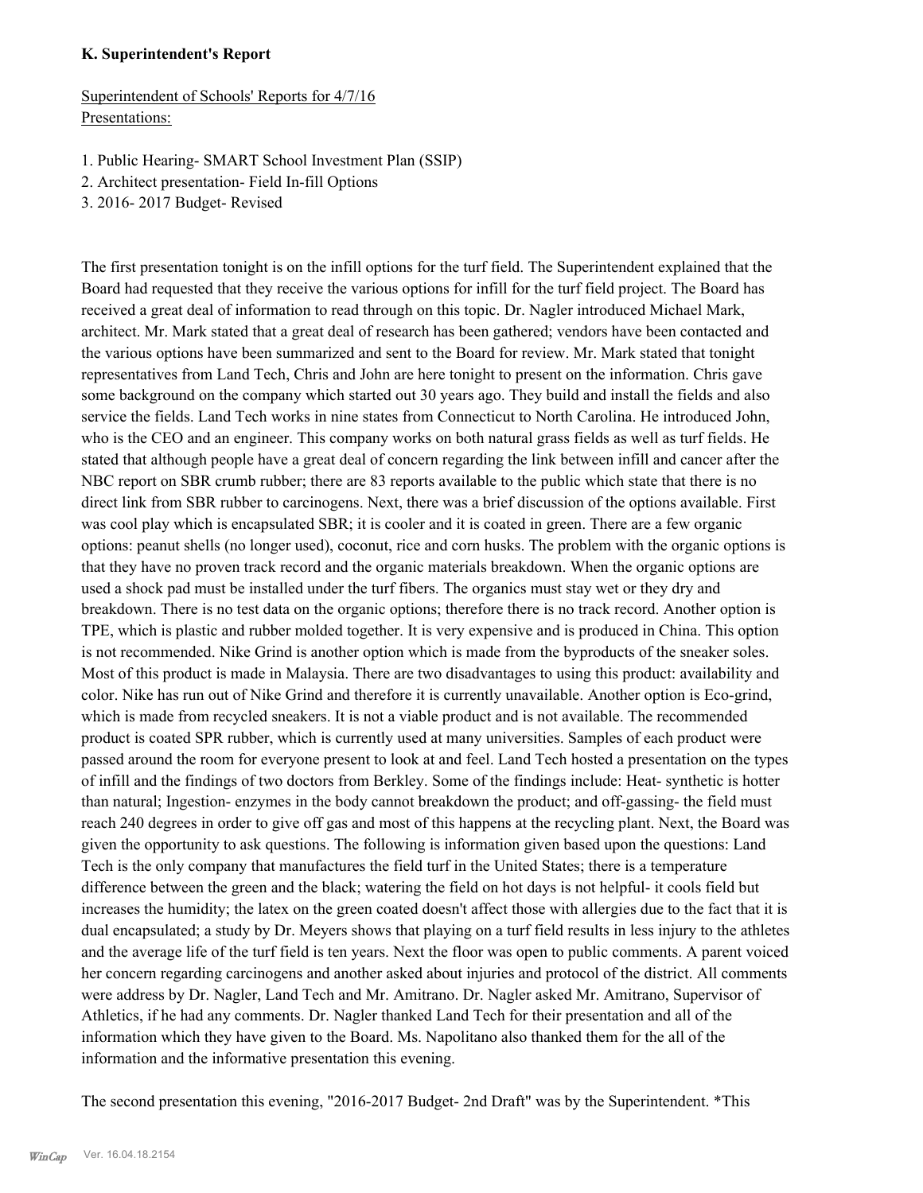**K. Superintendent's Report**

Superintendent of Schools' Reports for 4/7/16
Presentations:

1. Public Hearing- SMART School Investment Plan (SSIP)
2. Architect presentation- Field In-fill Options
3. 2016- 2017 Budget- Revised

The first presentation tonight is on the infill options for the turf field. The Superintendent explained that the Board had requested that they receive the various options for infill for the turf field project. The Board has received a great deal of information to read through on this topic. Dr. Nagler introduced Michael Mark, architect. Mr. Mark stated that a great deal of research has been gathered; vendors have been contacted and the various options have been summarized and sent to the Board for review. Mr. Mark stated that tonight representatives from Land Tech, Chris and John are here tonight to present on the information. Chris gave some background on the company which started out 30 years ago. They build and install the fields and also service the fields. Land Tech works in nine states from Connecticut to North Carolina. He introduced John, who is the CEO and an engineer. This company works on both natural grass fields as well as turf fields. He stated that although people have a great deal of concern regarding the link between infill and cancer after the NBC report on SBR crumb rubber; there are 83 reports available to the public which state that there is no direct link from SBR rubber to carcinogens. Next, there was a brief discussion of the options available. First was cool play which is encapsulated SBR; it is cooler and it is coated in green. There are a few organic options: peanut shells (no longer used), coconut, rice and corn husks. The problem with the organic options is that they have no proven track record and the organic materials breakdown. When the organic options are used a shock pad must be installed under the turf fibers. The organics must stay wet or they dry and breakdown. There is no test data on the organic options; therefore there is no track record. Another option is TPE, which is plastic and rubber molded together. It is very expensive and is produced in China. This option is not recommended. Nike Grind is another option which is made from the byproducts of the sneaker soles. Most of this product is made in Malaysia. There are two disadvantages to using this product: availability and color. Nike has run out of Nike Grind and therefore it is currently unavailable. Another option is Eco-grind, which is made from recycled sneakers. It is not a viable product and is not available. The recommended product is coated SPR rubber, which is currently used at many universities. Samples of each product were passed around the room for everyone present to look at and feel. Land Tech hosted a presentation on the types of infill and the findings of two doctors from Berkley. Some of the findings include: Heat- synthetic is hotter than natural; Ingestion- enzymes in the body cannot breakdown the product; and off-gassing- the field must reach 240 degrees in order to give off gas and most of this happens at the recycling plant. Next, the Board was given the opportunity to ask questions. The following is information given based upon the questions: Land Tech is the only company that manufactures the field turf in the United States; there is a temperature difference between the green and the black; watering the field on hot days is not helpful- it cools field but increases the humidity; the latex on the green coated doesn't affect those with allergies due to the fact that it is dual encapsulated; a study by Dr. Meyers shows that playing on a turf field results in less injury to the athletes and the average life of the turf field is ten years. Next the floor was open to public comments. A parent voiced her concern regarding carcinogens and another asked about injuries and protocol of the district. All comments were address by Dr. Nagler, Land Tech and Mr. Amitrano. Dr. Nagler asked Mr. Amitrano, Supervisor of Athletics, if he had any comments. Dr. Nagler thanked Land Tech for their presentation and all of the information which they have given to the Board. Ms. Napolitano also thanked them for the all of the information and the informative presentation this evening.

The second presentation this evening, "2016-2017 Budget- 2nd Draft" was by the Superintendent. *This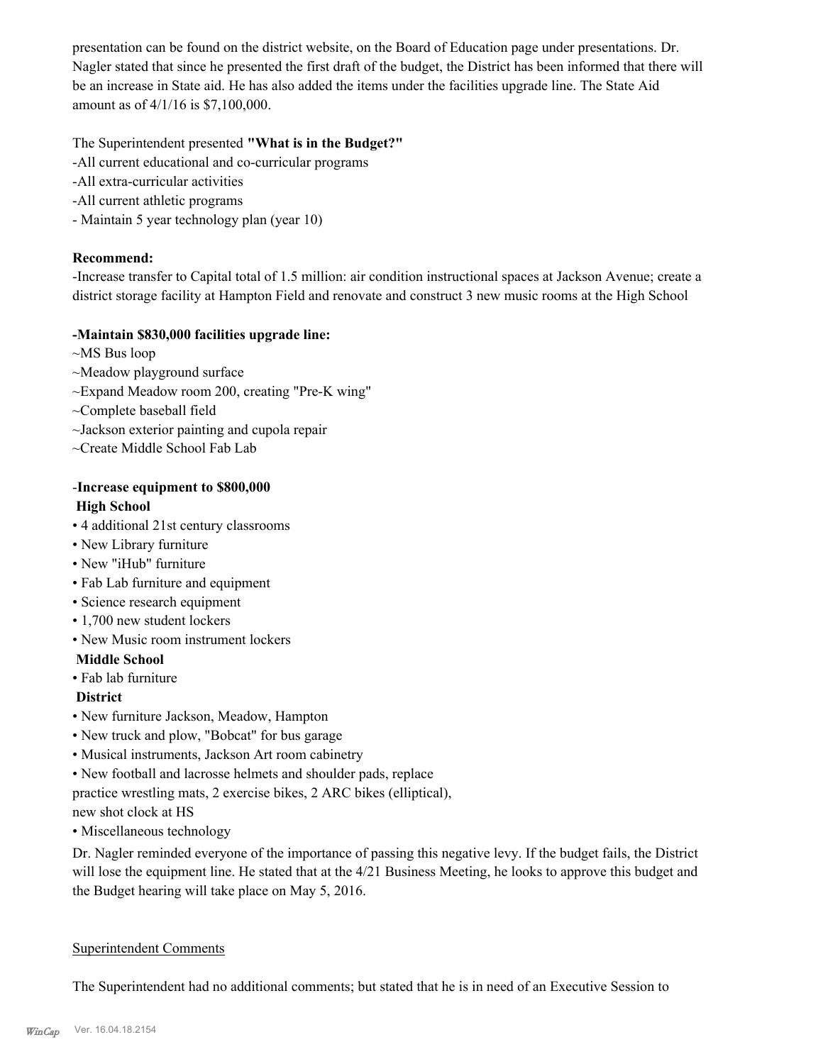presentation can be found on the district website, on the Board of Education page under presentations. Dr. Nagler stated that since he presented the first draft of the budget, the District has been informed that there will be an increase in State aid. He has also added the items under the facilities upgrade line. The State Aid amount as of 4/1/16 is $7,100,000.

The Superintendent presented **"What is in the Budget?"**

-All current educational and co-curricular programs
-All extra-curricular activities
-All current athletic programs
- Maintain 5 year technology plan (year 10)

**Recommend:**

-Increase transfer to Capital total of 1.5 million: air condition instructional spaces at Jackson Avenue; create a district storage facility at Hampton Field and renovate and construct 3 new music rooms at the High School

**-Maintain $830,000 facilities upgrade line:**

~MS Bus loop
~Meadow playground surface
~Expand Meadow room 200, creating "Pre-K wing"
~Complete baseball field
~Jackson exterior painting and cupola repair
~Create Middle School Fab Lab

-**Increase equipment to $800,000**

**High School**

- 4 additional 21st century classrooms
- New Library furniture
- New "iHub" furniture
- Fab Lab furniture and equipment
- Science research equipment
- 1,700 new student lockers
- New Music room instrument lockers

**Middle School**

- Fab lab furniture

**District**

- New furniture Jackson, Meadow, Hampton
- New truck and plow, "Bobcat" for bus garage
- Musical instruments, Jackson Art room cabinetry
- New football and lacrosse helmets and shoulder pads, replace practice wrestling mats, 2 exercise bikes, 2 ARC bikes (elliptical), new shot clock at HS
- Miscellaneous technology

Dr. Nagler reminded everyone of the importance of passing this negative levy. If the budget fails, the District will lose the equipment line. He stated that at the 4/21 Business Meeting, he looks to approve this budget and the Budget hearing will take place on May 5, 2016.

Superintendent Comments

The Superintendent had no additional comments; but stated that he is in need of an Executive Session to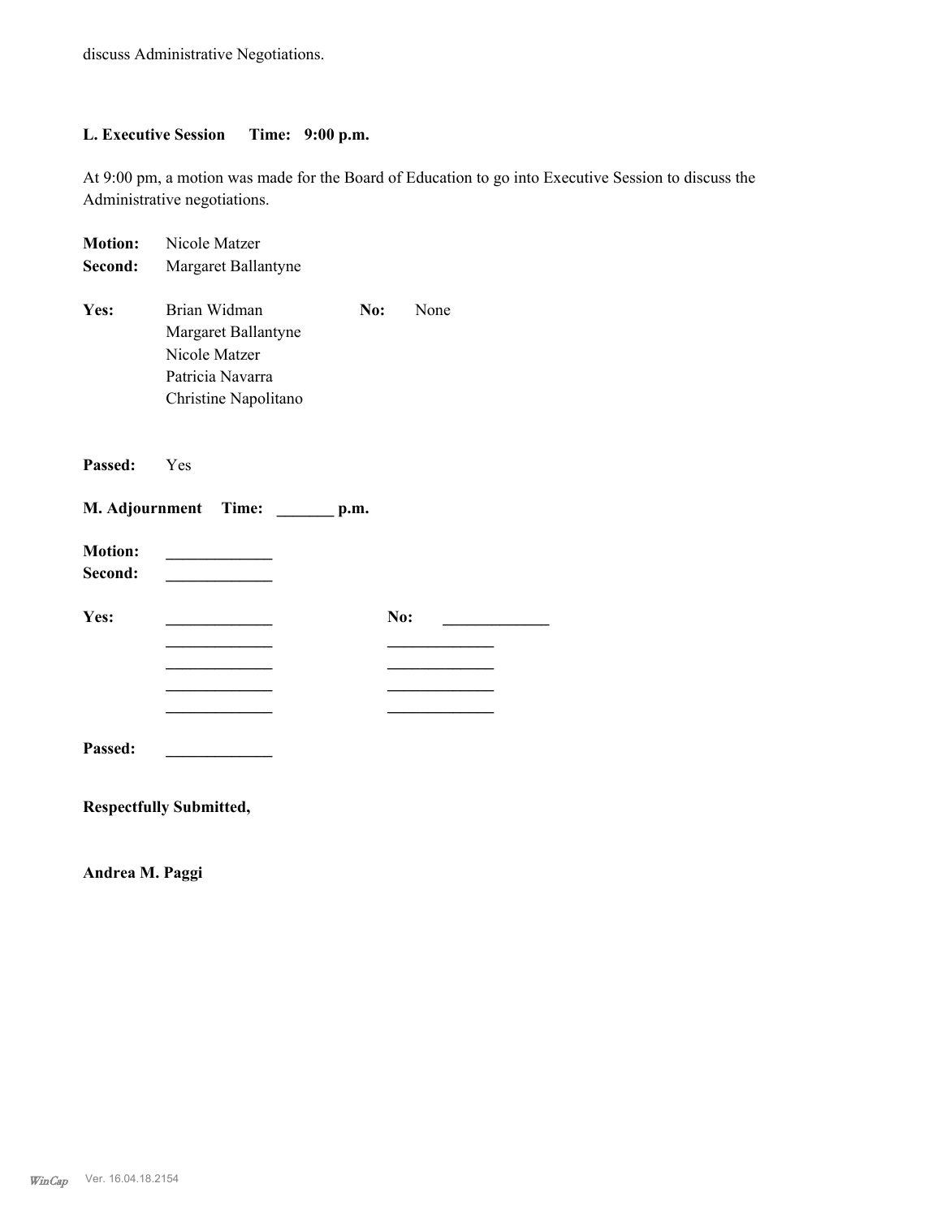discuss Administrative Negotiations.

**L. Executive Session Time: 9:00 p.m.**

At 9:00 pm, a motion was made for the Board of Education to go into Executive Session to discuss the Administrative negotiations.

**Motion:** Nicole Matzer
**Second:** Margaret Ballantyne

| | | | |
|---|---|---|---|
| **Yes:** | Brian Widman | **No:** | None |
| | Margaret Ballantyne | | |
| | Nicole Matzer | | |
| | Patricia Navarra | | |
| | Christine Napolitano | | |

**Passed:** Yes

**M. Adjournment Time: _______ p.m.**

**Motion:** _____________
**Second:** _____________

| | | | |
|---|---|---|---|
| **Yes:** | _____________ | **No:** | _____________ |
| | _____________ | | _____________ |
| | _____________ | | _____________ |
| | _____________ | | _____________ |
| | _____________ | | _____________ |

**Passed:** _____________

**Respectfully Submitted,**

**Andrea M. Paggi**